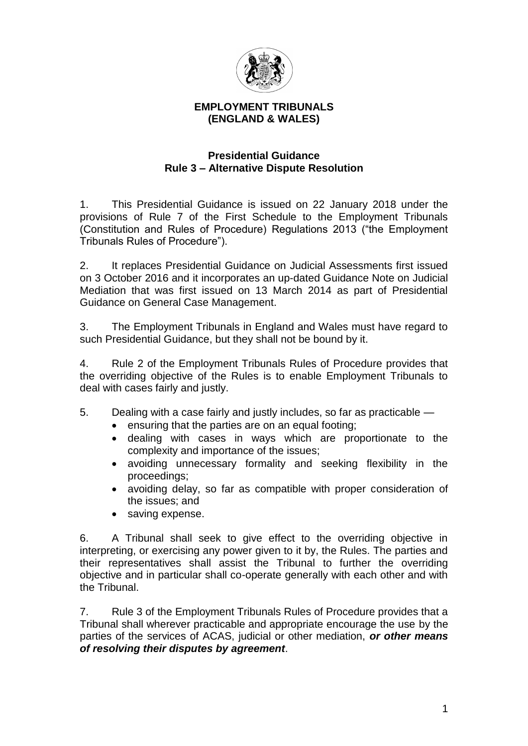# EMPLOYMENT TRIBUNALS (ENGLAND & WALES)

## Presidential Guidance
## Rule 3 – Alternative Dispute Resolution

1. This Presidential Guidance is issued on 22 January 2018 under the provisions of Rule 7 of the First Schedule to the Employment Tribunals (Constitution and Rules of Procedure) Regulations 2013 ("the Employment Tribunals Rules of Procedure").

2. It replaces Presidential Guidance on Judicial Assessments first issued on 3 October 2016 and it incorporates an up-dated Guidance Note on Judicial Mediation that was first issued on 13 March 2014 as part of Presidential Guidance on General Case Management.

3. The Employment Tribunals in England and Wales must have regard to such Presidential Guidance, but they shall not be bound by it.

4. Rule 2 of the Employment Tribunals Rules of Procedure provides that the overriding objective of the Rules is to enable Employment Tribunals to deal with cases fairly and justly.

5. Dealing with a case fairly and justly includes, so far as practicable —
   - ensuring that the parties are on an equal footing;
   - dealing with cases in ways which are proportionate to the complexity and importance of the issues;
   - avoiding unnecessary formality and seeking flexibility in the proceedings;
   - avoiding delay, so far as compatible with proper consideration of the issues; and
   - saving expense.

6. A Tribunal shall seek to give effect to the overriding objective in interpreting, or exercising any power given to it by, the Rules. The parties and their representatives shall assist the Tribunal to further the overriding objective and in particular shall co-operate generally with each other and with the Tribunal.

7. Rule 3 of the Employment Tribunals Rules of Procedure provides that a Tribunal shall wherever practicable and appropriate encourage the use by the parties of the services of ACAS, judicial or other mediation, ***or other means of resolving their disputes by agreement***.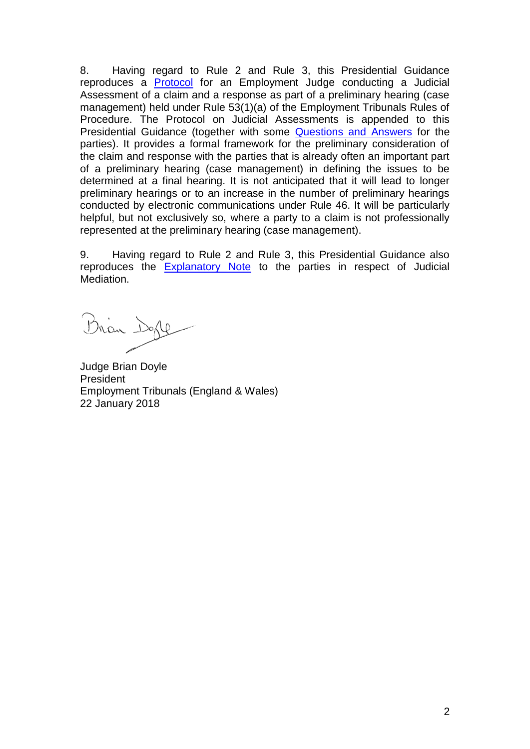8. Having regard to Rule 2 and Rule 3, this Presidential Guidance reproduces a Protocol for an Employment Judge conducting a Judicial Assessment of a claim and a response as part of a preliminary hearing (case management) held under Rule 53(1)(a) of the Employment Tribunals Rules of Procedure. The Protocol on Judicial Assessments is appended to this Presidential Guidance (together with some Questions and Answers for the parties). It provides a formal framework for the preliminary consideration of the claim and response with the parties that is already often an important part of a preliminary hearing (case management) in defining the issues to be determined at a final hearing. It is not anticipated that it will lead to longer preliminary hearings or to an increase in the number of preliminary hearings conducted by electronic communications under Rule 46. It will be particularly helpful, but not exclusively so, where a party to a claim is not professionally represented at the preliminary hearing (case management).

9. Having regard to Rule 2 and Rule 3, this Presidential Guidance also reproduces the Explanatory Note to the parties in respect of Judicial Mediation.

Brian Doyle

Judge Brian Doyle
President
Employment Tribunals (England & Wales)
22 January 2018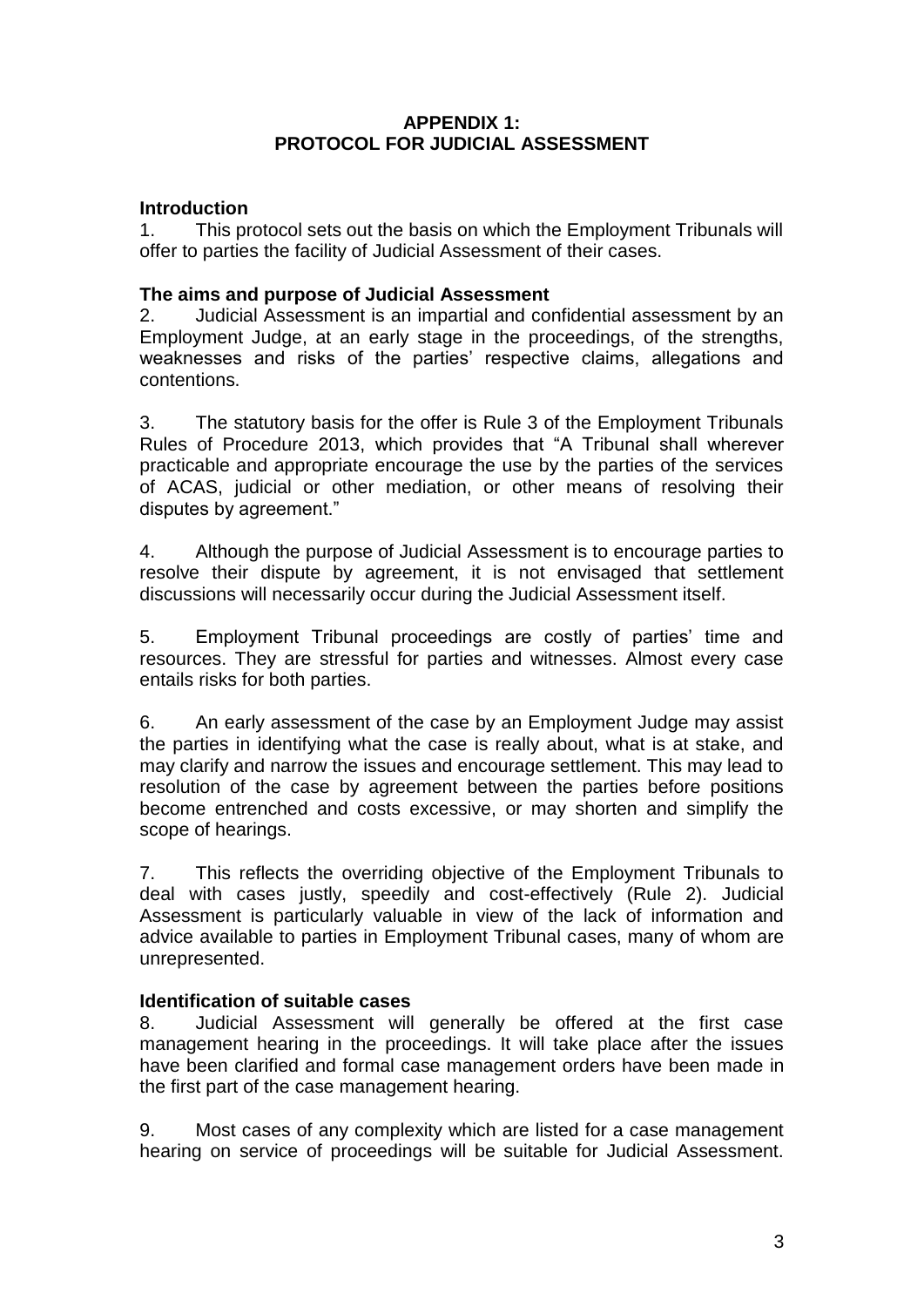**APPENDIX 1:**
**PROTOCOL FOR JUDICIAL ASSESSMENT**

### Introduction

1. This protocol sets out the basis on which the Employment Tribunals will offer to parties the facility of Judicial Assessment of their cases.

### The aims and purpose of Judicial Assessment

2. Judicial Assessment is an impartial and confidential assessment by an Employment Judge, at an early stage in the proceedings, of the strengths, weaknesses and risks of the parties' respective claims, allegations and contentions.

3. The statutory basis for the offer is Rule 3 of the Employment Tribunals Rules of Procedure 2013, which provides that "A Tribunal shall wherever practicable and appropriate encourage the use by the parties of the services of ACAS, judicial or other mediation, or other means of resolving their disputes by agreement."

4. Although the purpose of Judicial Assessment is to encourage parties to resolve their dispute by agreement, it is not envisaged that settlement discussions will necessarily occur during the Judicial Assessment itself.

5. Employment Tribunal proceedings are costly of parties' time and resources. They are stressful for parties and witnesses. Almost every case entails risks for both parties.

6. An early assessment of the case by an Employment Judge may assist the parties in identifying what the case is really about, what is at stake, and may clarify and narrow the issues and encourage settlement. This may lead to resolution of the case by agreement between the parties before positions become entrenched and costs excessive, or may shorten and simplify the scope of hearings.

7. This reflects the overriding objective of the Employment Tribunals to deal with cases justly, speedily and cost-effectively (Rule 2). Judicial Assessment is particularly valuable in view of the lack of information and advice available to parties in Employment Tribunal cases, many of whom are unrepresented.

### Identification of suitable cases

8. Judicial Assessment will generally be offered at the first case management hearing in the proceedings. It will take place after the issues have been clarified and formal case management orders have been made in the first part of the case management hearing.

9. Most cases of any complexity which are listed for a case management hearing on service of proceedings will be suitable for Judicial Assessment.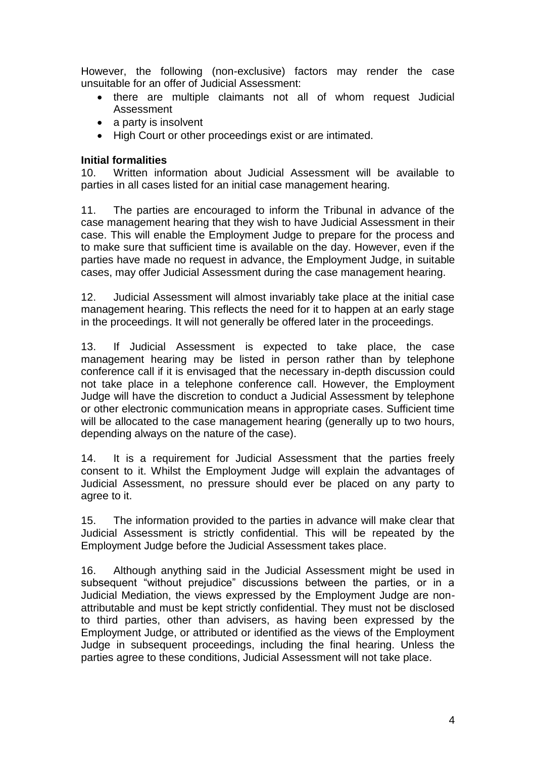However, the following (non-exclusive) factors may render the case unsuitable for an offer of Judicial Assessment:

- there are multiple claimants not all of whom request Judicial Assessment
- a party is insolvent
- High Court or other proceedings exist or are intimated.

**Initial formalities**

10. Written information about Judicial Assessment will be available to parties in all cases listed for an initial case management hearing.

11. The parties are encouraged to inform the Tribunal in advance of the case management hearing that they wish to have Judicial Assessment in their case. This will enable the Employment Judge to prepare for the process and to make sure that sufficient time is available on the day. However, even if the parties have made no request in advance, the Employment Judge, in suitable cases, may offer Judicial Assessment during the case management hearing.

12. Judicial Assessment will almost invariably take place at the initial case management hearing. This reflects the need for it to happen at an early stage in the proceedings. It will not generally be offered later in the proceedings.

13. If Judicial Assessment is expected to take place, the case management hearing may be listed in person rather than by telephone conference call if it is envisaged that the necessary in-depth discussion could not take place in a telephone conference call. However, the Employment Judge will have the discretion to conduct a Judicial Assessment by telephone or other electronic communication means in appropriate cases. Sufficient time will be allocated to the case management hearing (generally up to two hours, depending always on the nature of the case).

14. It is a requirement for Judicial Assessment that the parties freely consent to it. Whilst the Employment Judge will explain the advantages of Judicial Assessment, no pressure should ever be placed on any party to agree to it.

15. The information provided to the parties in advance will make clear that Judicial Assessment is strictly confidential. This will be repeated by the Employment Judge before the Judicial Assessment takes place.

16. Although anything said in the Judicial Assessment might be used in subsequent "without prejudice" discussions between the parties, or in a Judicial Mediation, the views expressed by the Employment Judge are non-attributable and must be kept strictly confidential. They must not be disclosed to third parties, other than advisers, as having been expressed by the Employment Judge, or attributed or identified as the views of the Employment Judge in subsequent proceedings, including the final hearing. Unless the parties agree to these conditions, Judicial Assessment will not take place.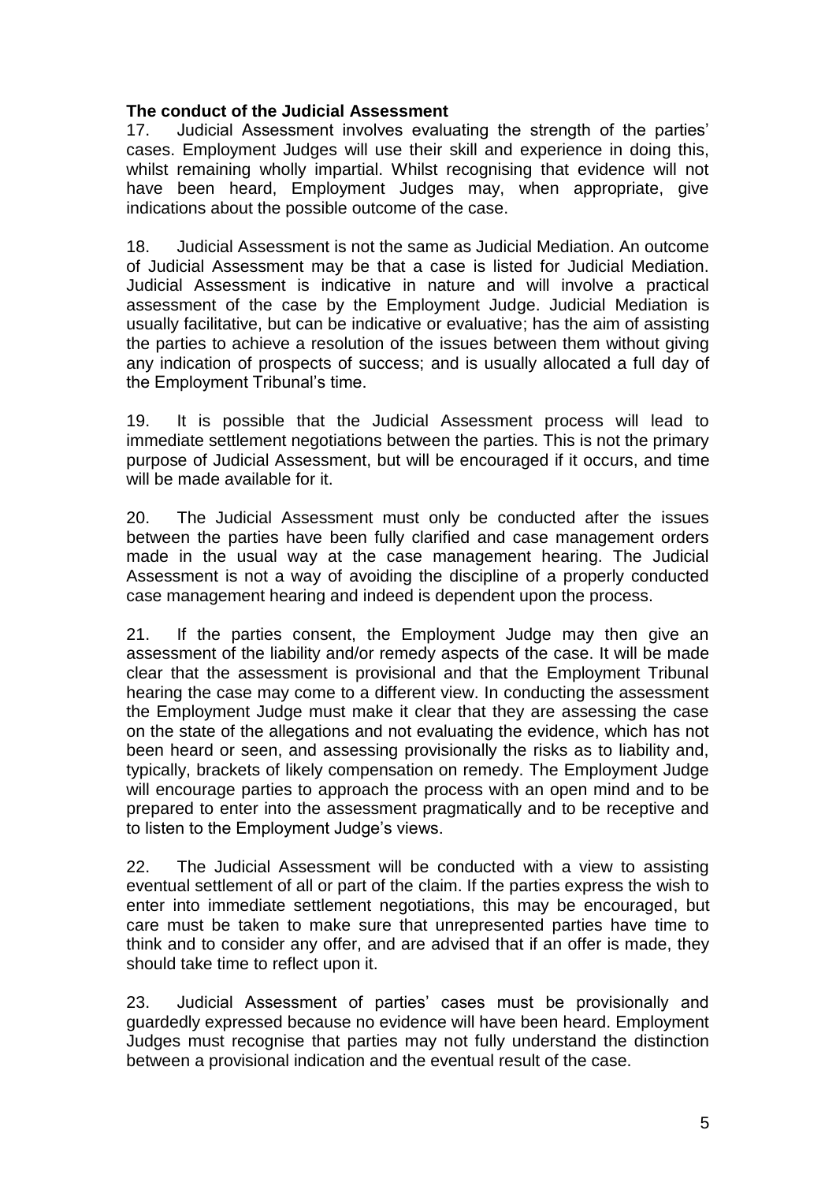### The conduct of the Judicial Assessment

17. Judicial Assessment involves evaluating the strength of the parties' cases. Employment Judges will use their skill and experience in doing this, whilst remaining wholly impartial. Whilst recognising that evidence will not have been heard, Employment Judges may, when appropriate, give indications about the possible outcome of the case.

18. Judicial Assessment is not the same as Judicial Mediation. An outcome of Judicial Assessment may be that a case is listed for Judicial Mediation. Judicial Assessment is indicative in nature and will involve a practical assessment of the case by the Employment Judge. Judicial Mediation is usually facilitative, but can be indicative or evaluative; has the aim of assisting the parties to achieve a resolution of the issues between them without giving any indication of prospects of success; and is usually allocated a full day of the Employment Tribunal's time.

19. It is possible that the Judicial Assessment process will lead to immediate settlement negotiations between the parties. This is not the primary purpose of Judicial Assessment, but will be encouraged if it occurs, and time will be made available for it.

20. The Judicial Assessment must only be conducted after the issues between the parties have been fully clarified and case management orders made in the usual way at the case management hearing. The Judicial Assessment is not a way of avoiding the discipline of a properly conducted case management hearing and indeed is dependent upon the process.

21. If the parties consent, the Employment Judge may then give an assessment of the liability and/or remedy aspects of the case. It will be made clear that the assessment is provisional and that the Employment Tribunal hearing the case may come to a different view. In conducting the assessment the Employment Judge must make it clear that they are assessing the case on the state of the allegations and not evaluating the evidence, which has not been heard or seen, and assessing provisionally the risks as to liability and, typically, brackets of likely compensation on remedy. The Employment Judge will encourage parties to approach the process with an open mind and to be prepared to enter into the assessment pragmatically and to be receptive and to listen to the Employment Judge's views.

22. The Judicial Assessment will be conducted with a view to assisting eventual settlement of all or part of the claim. If the parties express the wish to enter into immediate settlement negotiations, this may be encouraged, but care must be taken to make sure that unrepresented parties have time to think and to consider any offer, and are advised that if an offer is made, they should take time to reflect upon it.

23. Judicial Assessment of parties' cases must be provisionally and guardedly expressed because no evidence will have been heard. Employment Judges must recognise that parties may not fully understand the distinction between a provisional indication and the eventual result of the case.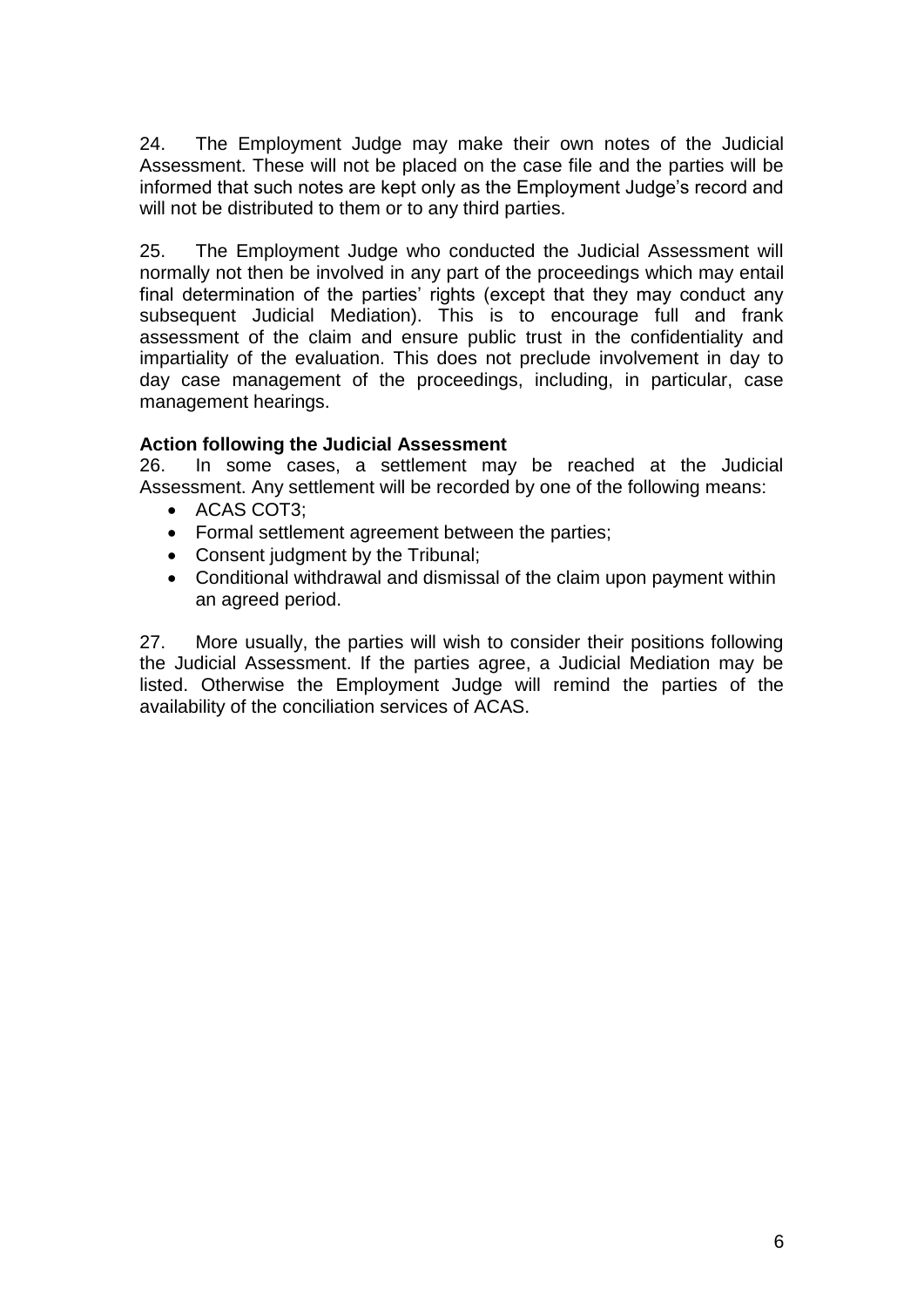24. The Employment Judge may make their own notes of the Judicial Assessment. These will not be placed on the case file and the parties will be informed that such notes are kept only as the Employment Judge's record and will not be distributed to them or to any third parties.

25. The Employment Judge who conducted the Judicial Assessment will normally not then be involved in any part of the proceedings which may entail final determination of the parties' rights (except that they may conduct any subsequent Judicial Mediation). This is to encourage full and frank assessment of the claim and ensure public trust in the confidentiality and impartiality of the evaluation. This does not preclude involvement in day to day case management of the proceedings, including, in particular, case management hearings.

**Action following the Judicial Assessment**

26. In some cases, a settlement may be reached at the Judicial Assessment. Any settlement will be recorded by one of the following means:

- ACAS COT3;
- Formal settlement agreement between the parties;
- Consent judgment by the Tribunal;
- Conditional withdrawal and dismissal of the claim upon payment within an agreed period.

27. More usually, the parties will wish to consider their positions following the Judicial Assessment. If the parties agree, a Judicial Mediation may be listed. Otherwise the Employment Judge will remind the parties of the availability of the conciliation services of ACAS.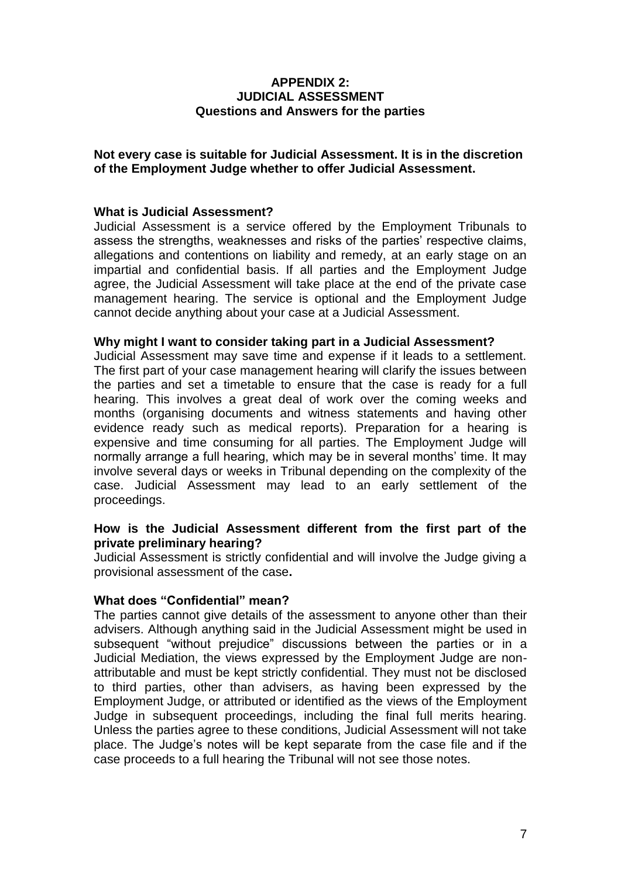# APPENDIX 2:
## JUDICIAL ASSESSMENT
### Questions and Answers for the parties

**Not every case is suitable for Judicial Assessment. It is in the discretion of the Employment Judge whether to offer Judicial Assessment.**

**What is Judicial Assessment?**

Judicial Assessment is a service offered by the Employment Tribunals to assess the strengths, weaknesses and risks of the parties' respective claims, allegations and contentions on liability and remedy, at an early stage on an impartial and confidential basis. If all parties and the Employment Judge agree, the Judicial Assessment will take place at the end of the private case management hearing. The service is optional and the Employment Judge cannot decide anything about your case at a Judicial Assessment.

**Why might I want to consider taking part in a Judicial Assessment?**

Judicial Assessment may save time and expense if it leads to a settlement. The first part of your case management hearing will clarify the issues between the parties and set a timetable to ensure that the case is ready for a full hearing. This involves a great deal of work over the coming weeks and months (organising documents and witness statements and having other evidence ready such as medical reports). Preparation for a hearing is expensive and time consuming for all parties. The Employment Judge will normally arrange a full hearing, which may be in several months' time. It may involve several days or weeks in Tribunal depending on the complexity of the case. Judicial Assessment may lead to an early settlement of the proceedings.

**How is the Judicial Assessment different from the first part of the private preliminary hearing?**

Judicial Assessment is strictly confidential and will involve the Judge giving a provisional assessment of the case**.**

**What does "Confidential" mean?**

The parties cannot give details of the assessment to anyone other than their advisers. Although anything said in the Judicial Assessment might be used in subsequent "without prejudice" discussions between the parties or in a Judicial Mediation, the views expressed by the Employment Judge are non-attributable and must be kept strictly confidential. They must not be disclosed to third parties, other than advisers, as having been expressed by the Employment Judge, or attributed or identified as the views of the Employment Judge in subsequent proceedings, including the final full merits hearing. Unless the parties agree to these conditions, Judicial Assessment will not take place. The Judge's notes will be kept separate from the case file and if the case proceeds to a full hearing the Tribunal will not see those notes.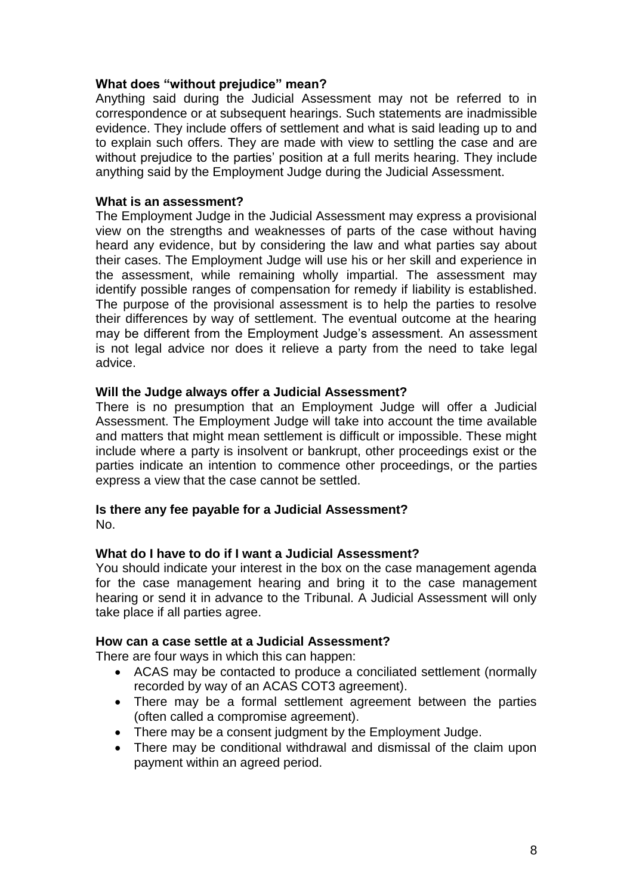**What does "without prejudice" mean?**

Anything said during the Judicial Assessment may not be referred to in correspondence or at subsequent hearings. Such statements are inadmissible evidence. They include offers of settlement and what is said leading up to and to explain such offers. They are made with view to settling the case and are without prejudice to the parties' position at a full merits hearing. They include anything said by the Employment Judge during the Judicial Assessment.

**What is an assessment?**

The Employment Judge in the Judicial Assessment may express a provisional view on the strengths and weaknesses of parts of the case without having heard any evidence, but by considering the law and what parties say about their cases. The Employment Judge will use his or her skill and experience in the assessment, while remaining wholly impartial. The assessment may identify possible ranges of compensation for remedy if liability is established. The purpose of the provisional assessment is to help the parties to resolve their differences by way of settlement. The eventual outcome at the hearing may be different from the Employment Judge's assessment. An assessment is not legal advice nor does it relieve a party from the need to take legal advice.

**Will the Judge always offer a Judicial Assessment?**

There is no presumption that an Employment Judge will offer a Judicial Assessment. The Employment Judge will take into account the time available and matters that might mean settlement is difficult or impossible. These might include where a party is insolvent or bankrupt, other proceedings exist or the parties indicate an intention to commence other proceedings, or the parties express a view that the case cannot be settled.

**Is there any fee payable for a Judicial Assessment?**

No.

**What do I have to do if I want a Judicial Assessment?**

You should indicate your interest in the box on the case management agenda for the case management hearing and bring it to the case management hearing or send it in advance to the Tribunal. A Judicial Assessment will only take place if all parties agree.

**How can a case settle at a Judicial Assessment?**

There are four ways in which this can happen:

- ACAS may be contacted to produce a conciliated settlement (normally recorded by way of an ACAS COT3 agreement).
- There may be a formal settlement agreement between the parties (often called a compromise agreement).
- There may be a consent judgment by the Employment Judge.
- There may be conditional withdrawal and dismissal of the claim upon payment within an agreed period.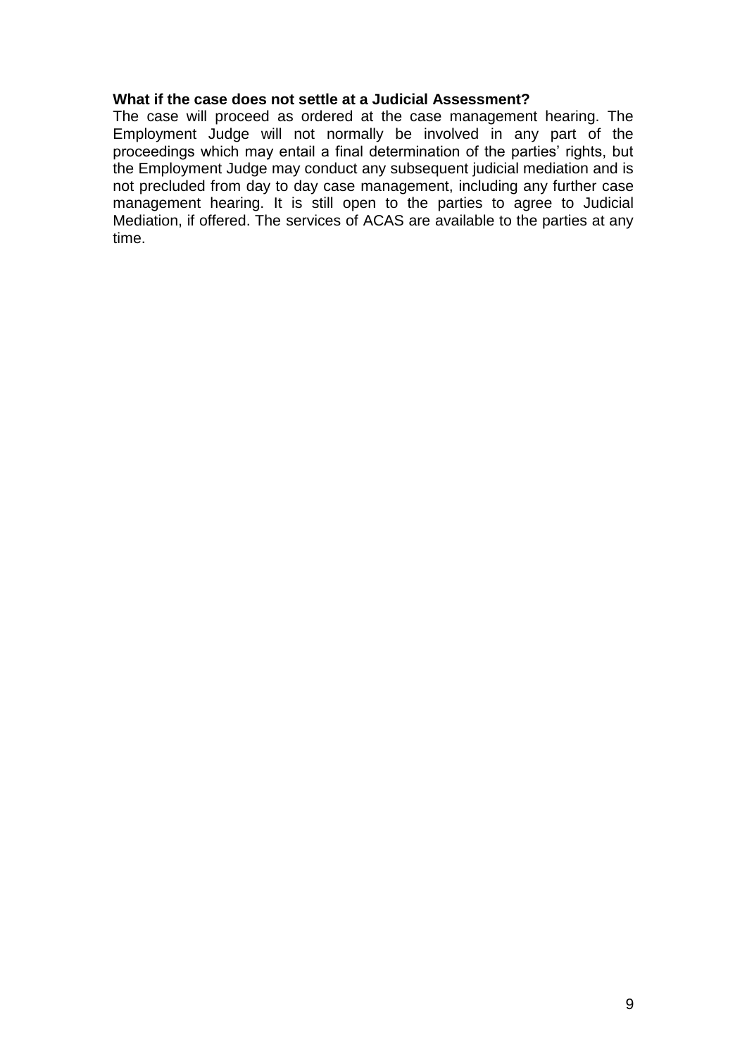**What if the case does not settle at a Judicial Assessment?**

The case will proceed as ordered at the case management hearing. The Employment Judge will not normally be involved in any part of the proceedings which may entail a final determination of the parties' rights, but the Employment Judge may conduct any subsequent judicial mediation and is not precluded from day to day case management, including any further case management hearing. It is still open to the parties to agree to Judicial Mediation, if offered. The services of ACAS are available to the parties at any time.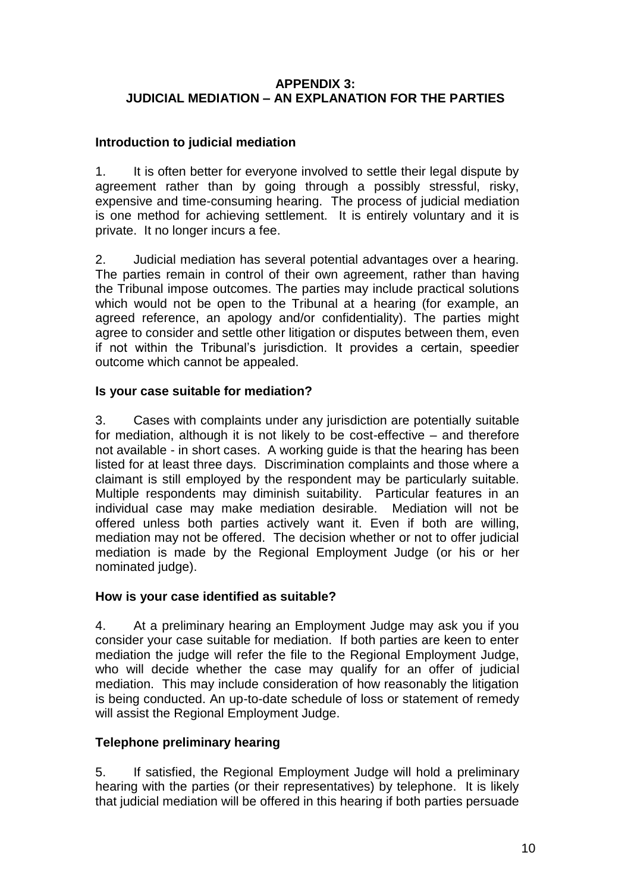## APPENDIX 3:
## JUDICIAL MEDIATION – AN EXPLANATION FOR THE PARTIES

### Introduction to judicial mediation

1. It is often better for everyone involved to settle their legal dispute by agreement rather than by going through a possibly stressful, risky, expensive and time-consuming hearing. The process of judicial mediation is one method for achieving settlement. It is entirely voluntary and it is private. It no longer incurs a fee.

2. Judicial mediation has several potential advantages over a hearing. The parties remain in control of their own agreement, rather than having the Tribunal impose outcomes. The parties may include practical solutions which would not be open to the Tribunal at a hearing (for example, an agreed reference, an apology and/or confidentiality). The parties might agree to consider and settle other litigation or disputes between them, even if not within the Tribunal's jurisdiction. It provides a certain, speedier outcome which cannot be appealed.

### Is your case suitable for mediation?

3. Cases with complaints under any jurisdiction are potentially suitable for mediation, although it is not likely to be cost-effective – and therefore not available - in short cases. A working guide is that the hearing has been listed for at least three days. Discrimination complaints and those where a claimant is still employed by the respondent may be particularly suitable. Multiple respondents may diminish suitability. Particular features in an individual case may make mediation desirable. Mediation will not be offered unless both parties actively want it. Even if both are willing, mediation may not be offered. The decision whether or not to offer judicial mediation is made by the Regional Employment Judge (or his or her nominated judge).

### How is your case identified as suitable?

4. At a preliminary hearing an Employment Judge may ask you if you consider your case suitable for mediation. If both parties are keen to enter mediation the judge will refer the file to the Regional Employment Judge, who will decide whether the case may qualify for an offer of judicial mediation. This may include consideration of how reasonably the litigation is being conducted. An up-to-date schedule of loss or statement of remedy will assist the Regional Employment Judge.

### Telephone preliminary hearing

5. If satisfied, the Regional Employment Judge will hold a preliminary hearing with the parties (or their representatives) by telephone. It is likely that judicial mediation will be offered in this hearing if both parties persuade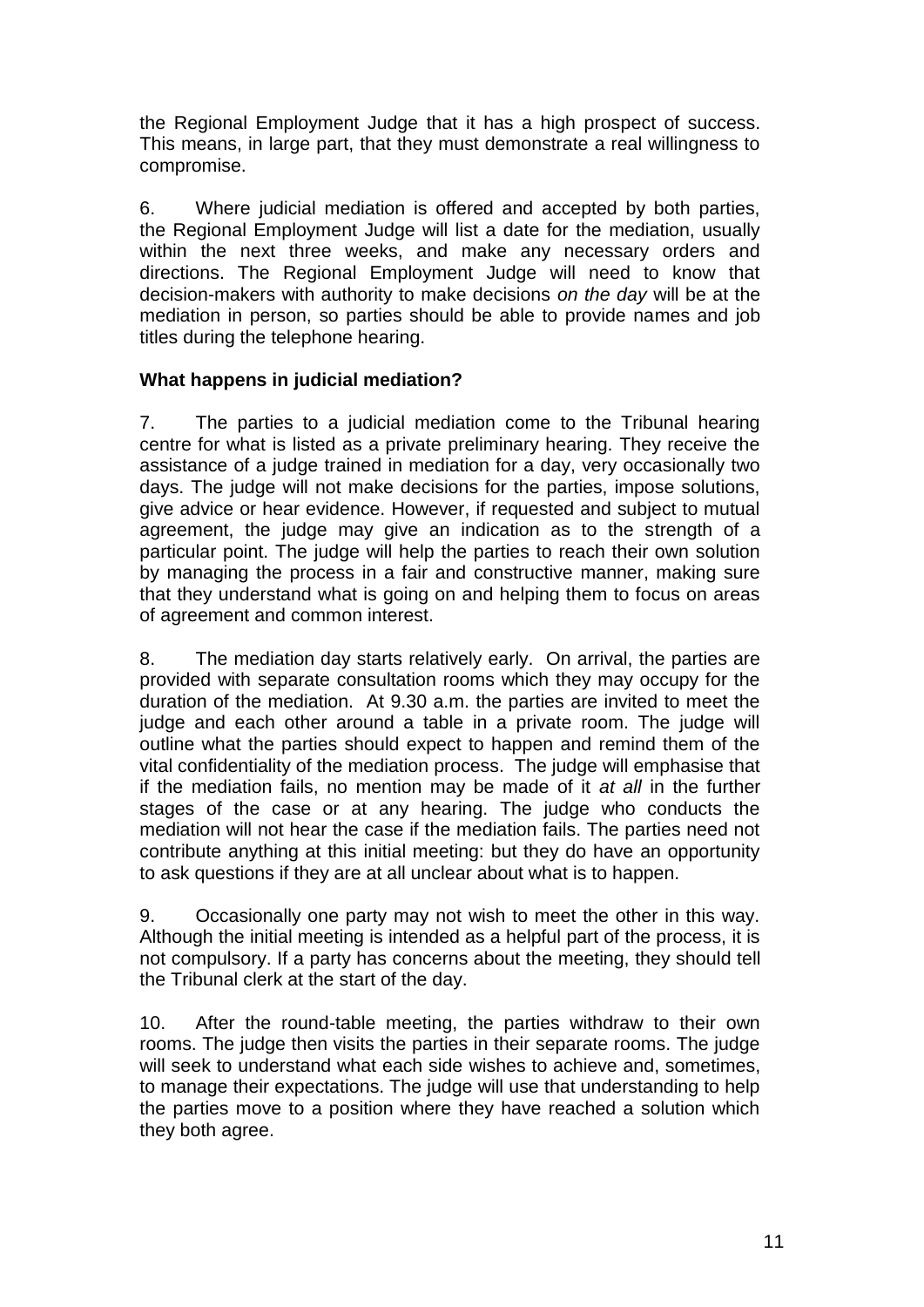the Regional Employment Judge that it has a high prospect of success. This means, in large part, that they must demonstrate a real willingness to compromise.

6. Where judicial mediation is offered and accepted by both parties, the Regional Employment Judge will list a date for the mediation, usually within the next three weeks, and make any necessary orders and directions. The Regional Employment Judge will need to know that decision-makers with authority to make decisions *on the day* will be at the mediation in person, so parties should be able to provide names and job titles during the telephone hearing.

**What happens in judicial mediation?**

7. The parties to a judicial mediation come to the Tribunal hearing centre for what is listed as a private preliminary hearing. They receive the assistance of a judge trained in mediation for a day, very occasionally two days. The judge will not make decisions for the parties, impose solutions, give advice or hear evidence. However, if requested and subject to mutual agreement, the judge may give an indication as to the strength of a particular point. The judge will help the parties to reach their own solution by managing the process in a fair and constructive manner, making sure that they understand what is going on and helping them to focus on areas of agreement and common interest.

8. The mediation day starts relatively early. On arrival, the parties are provided with separate consultation rooms which they may occupy for the duration of the mediation. At 9.30 a.m. the parties are invited to meet the judge and each other around a table in a private room. The judge will outline what the parties should expect to happen and remind them of the vital confidentiality of the mediation process. The judge will emphasise that if the mediation fails, no mention may be made of it *at all* in the further stages of the case or at any hearing. The judge who conducts the mediation will not hear the case if the mediation fails. The parties need not contribute anything at this initial meeting: but they do have an opportunity to ask questions if they are at all unclear about what is to happen.

9. Occasionally one party may not wish to meet the other in this way. Although the initial meeting is intended as a helpful part of the process, it is not compulsory. If a party has concerns about the meeting, they should tell the Tribunal clerk at the start of the day.

10. After the round-table meeting, the parties withdraw to their own rooms. The judge then visits the parties in their separate rooms. The judge will seek to understand what each side wishes to achieve and, sometimes, to manage their expectations. The judge will use that understanding to help the parties move to a position where they have reached a solution which they both agree.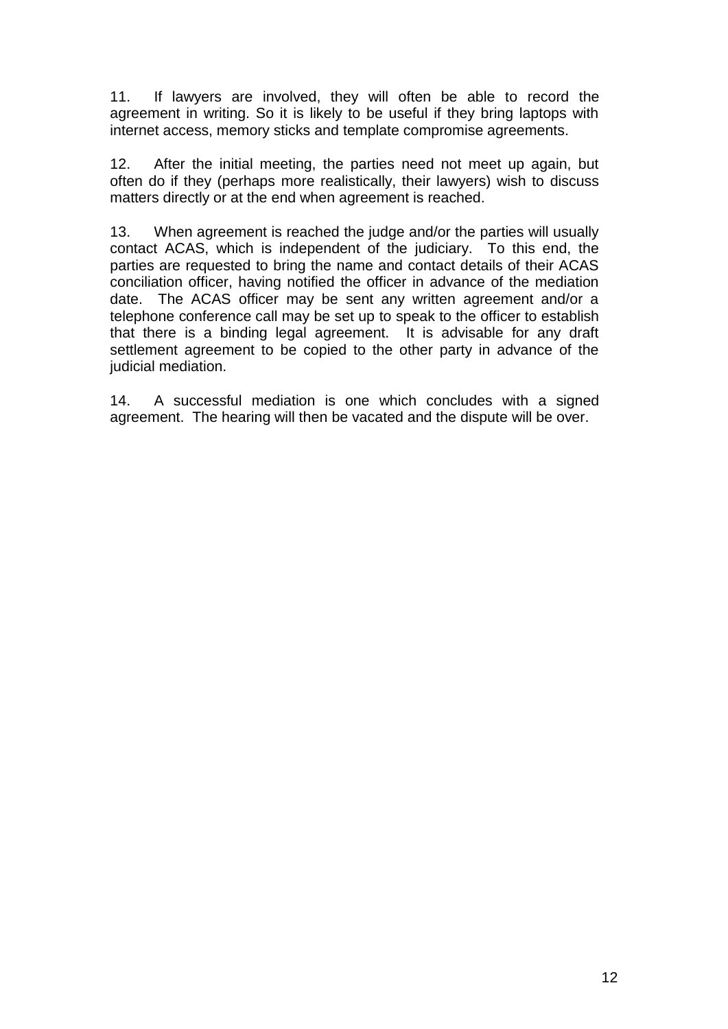11. If lawyers are involved, they will often be able to record the agreement in writing. So it is likely to be useful if they bring laptops with internet access, memory sticks and template compromise agreements.

12. After the initial meeting, the parties need not meet up again, but often do if they (perhaps more realistically, their lawyers) wish to discuss matters directly or at the end when agreement is reached.

13. When agreement is reached the judge and/or the parties will usually contact ACAS, which is independent of the judiciary. To this end, the parties are requested to bring the name and contact details of their ACAS conciliation officer, having notified the officer in advance of the mediation date. The ACAS officer may be sent any written agreement and/or a telephone conference call may be set up to speak to the officer to establish that there is a binding legal agreement. It is advisable for any draft settlement agreement to be copied to the other party in advance of the judicial mediation.

14. A successful mediation is one which concludes with a signed agreement. The hearing will then be vacated and the dispute will be over.